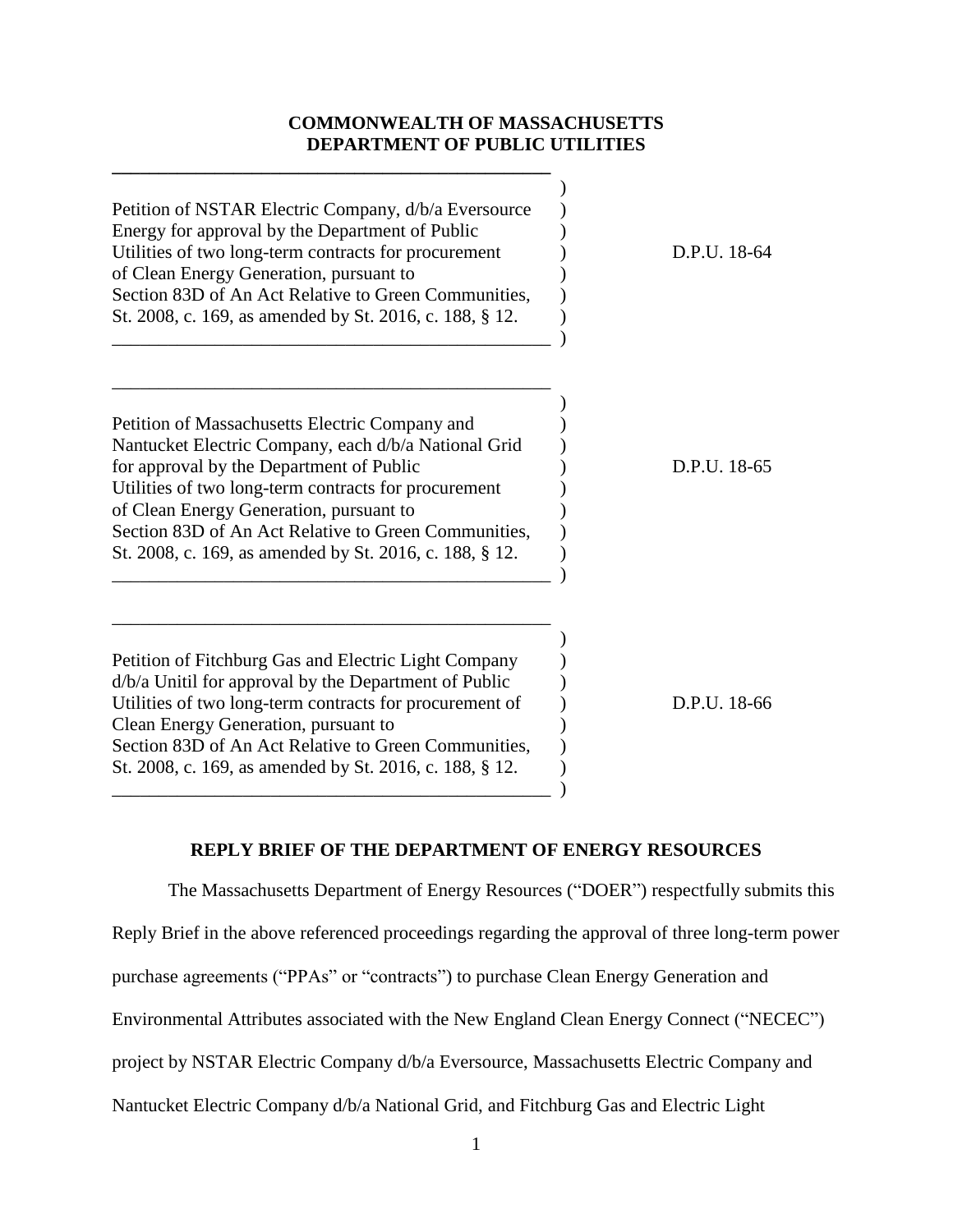**COMMONWEALTH OF MASSACHUSETTS**
**DEPARTMENT OF PUBLIC UTILITIES**

| | |
|---|---|
| Petition of NSTAR Electric Company, d/b/a Eversource Energy for approval by the Department of Public Utilities of two long-term contracts for procurement of Clean Energy Generation, pursuant to Section 83D of An Act Relative to Green Communities, St. 2008, c. 169, as amended by St. 2016, c. 188, § 12. | D.P.U. 18-64 |
| Petition of Massachusetts Electric Company and Nantucket Electric Company, each d/b/a National Grid for approval by the Department of Public Utilities of two long-term contracts for procurement of Clean Energy Generation, pursuant to Section 83D of An Act Relative to Green Communities, St. 2008, c. 169, as amended by St. 2016, c. 188, § 12. | D.P.U. 18-65 |
| Petition of Fitchburg Gas and Electric Light Company d/b/a Unitil for approval by the Department of Public Utilities of two long-term contracts for procurement of Clean Energy Generation, pursuant to Section 83D of An Act Relative to Green Communities, St. 2008, c. 169, as amended by St. 2016, c. 188, § 12. | D.P.U. 18-66 |

**REPLY BRIEF OF THE DEPARTMENT OF ENERGY RESOURCES**

The Massachusetts Department of Energy Resources ("DOER") respectfully submits this Reply Brief in the above referenced proceedings regarding the approval of three long-term power purchase agreements ("PPAs" or "contracts") to purchase Clean Energy Generation and Environmental Attributes associated with the New England Clean Energy Connect ("NECEC") project by NSTAR Electric Company d/b/a Eversource, Massachusetts Electric Company and Nantucket Electric Company d/b/a National Grid, and Fitchburg Gas and Electric Light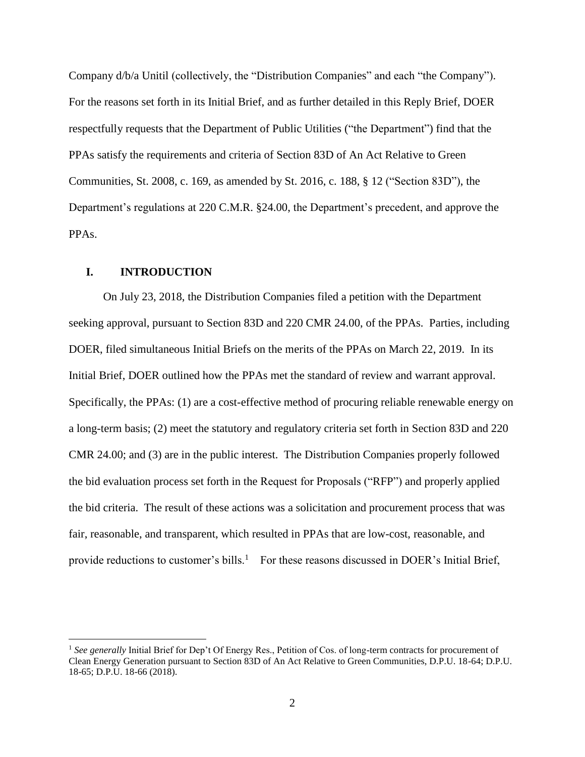Company d/b/a Unitil (collectively, the "Distribution Companies" and each "the Company"). For the reasons set forth in its Initial Brief, and as further detailed in this Reply Brief, DOER respectfully requests that the Department of Public Utilities ("the Department") find that the PPAs satisfy the requirements and criteria of Section 83D of An Act Relative to Green Communities, St. 2008, c. 169, as amended by St. 2016, c. 188, § 12 ("Section 83D"), the Department's regulations at 220 C.M.R. §24.00, the Department's precedent, and approve the PPAs.

## I. INTRODUCTION

On July 23, 2018, the Distribution Companies filed a petition with the Department seeking approval, pursuant to Section 83D and 220 CMR 24.00, of the PPAs. Parties, including DOER, filed simultaneous Initial Briefs on the merits of the PPAs on March 22, 2019. In its Initial Brief, DOER outlined how the PPAs met the standard of review and warrant approval. Specifically, the PPAs: (1) are a cost-effective method of procuring reliable renewable energy on a long-term basis; (2) meet the statutory and regulatory criteria set forth in Section 83D and 220 CMR 24.00; and (3) are in the public interest. The Distribution Companies properly followed the bid evaluation process set forth in the Request for Proposals ("RFP") and properly applied the bid criteria. The result of these actions was a solicitation and procurement process that was fair, reasonable, and transparent, which resulted in PPAs that are low-cost, reasonable, and provide reductions to customer's bills.[1] For these reasons discussed in DOER's Initial Brief,

[1] *See generally* Initial Brief for Dep't Of Energy Res., Petition of Cos. of long-term contracts for procurement of Clean Energy Generation pursuant to Section 83D of An Act Relative to Green Communities, D.P.U. 18-64; D.P.U. 18-65; D.P.U. 18-66 (2018).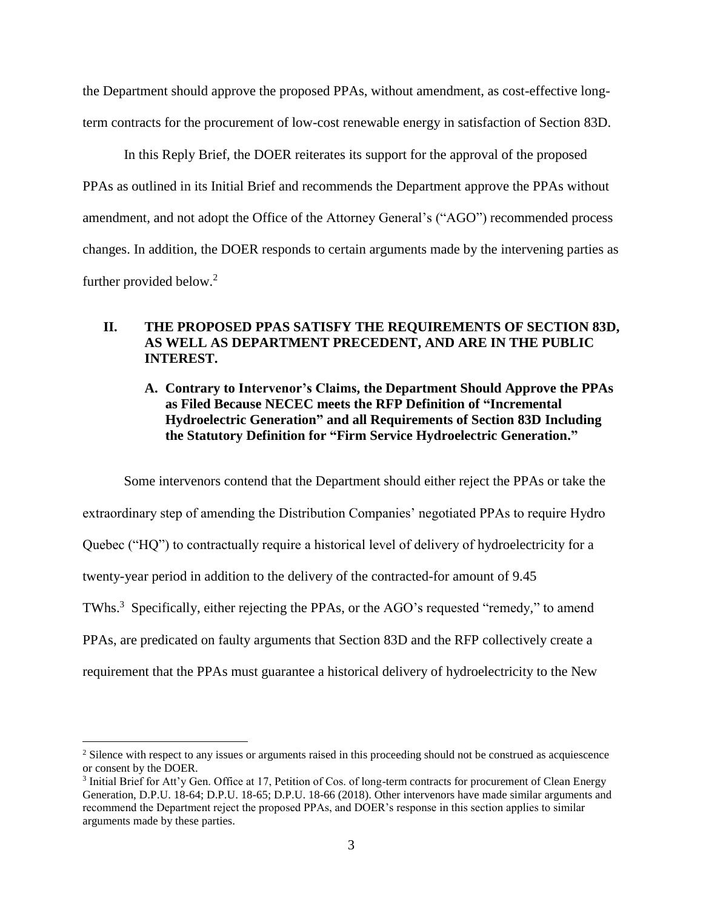the Department should approve the proposed PPAs, without amendment, as cost-effective long-term contracts for the procurement of low-cost renewable energy in satisfaction of Section 83D.

In this Reply Brief, the DOER reiterates its support for the approval of the proposed PPAs as outlined in its Initial Brief and recommends the Department approve the PPAs without amendment, and not adopt the Office of the Attorney General's ("AGO") recommended process changes. In addition, the DOER responds to certain arguments made by the intervening parties as further provided below.[2]

## II. THE PROPOSED PPAS SATISFY THE REQUIREMENTS OF SECTION 83D, AS WELL AS DEPARTMENT PRECEDENT, AND ARE IN THE PUBLIC INTEREST.

### A. Contrary to Intervenor's Claims, the Department Should Approve the PPAs as Filed Because NECEC meets the RFP Definition of "Incremental Hydroelectric Generation" and all Requirements of Section 83D Including the Statutory Definition for "Firm Service Hydroelectric Generation."

Some intervenors contend that the Department should either reject the PPAs or take the extraordinary step of amending the Distribution Companies' negotiated PPAs to require Hydro Quebec ("HQ") to contractually require a historical level of delivery of hydroelectricity for a twenty-year period in addition to the delivery of the contracted-for amount of 9.45 TWhs.[3] Specifically, either rejecting the PPAs, or the AGO's requested "remedy," to amend PPAs, are predicated on faulty arguments that Section 83D and the RFP collectively create a requirement that the PPAs must guarantee a historical delivery of hydroelectricity to the New

---

[2] Silence with respect to any issues or arguments raised in this proceeding should not be construed as acquiescence or consent by the DOER.

[3] Initial Brief for Att'y Gen. Office at 17, Petition of Cos. of long-term contracts for procurement of Clean Energy Generation, D.P.U. 18-64; D.P.U. 18-65; D.P.U. 18-66 (2018). Other intervenors have made similar arguments and recommend the Department reject the proposed PPAs, and DOER's response in this section applies to similar arguments made by these parties.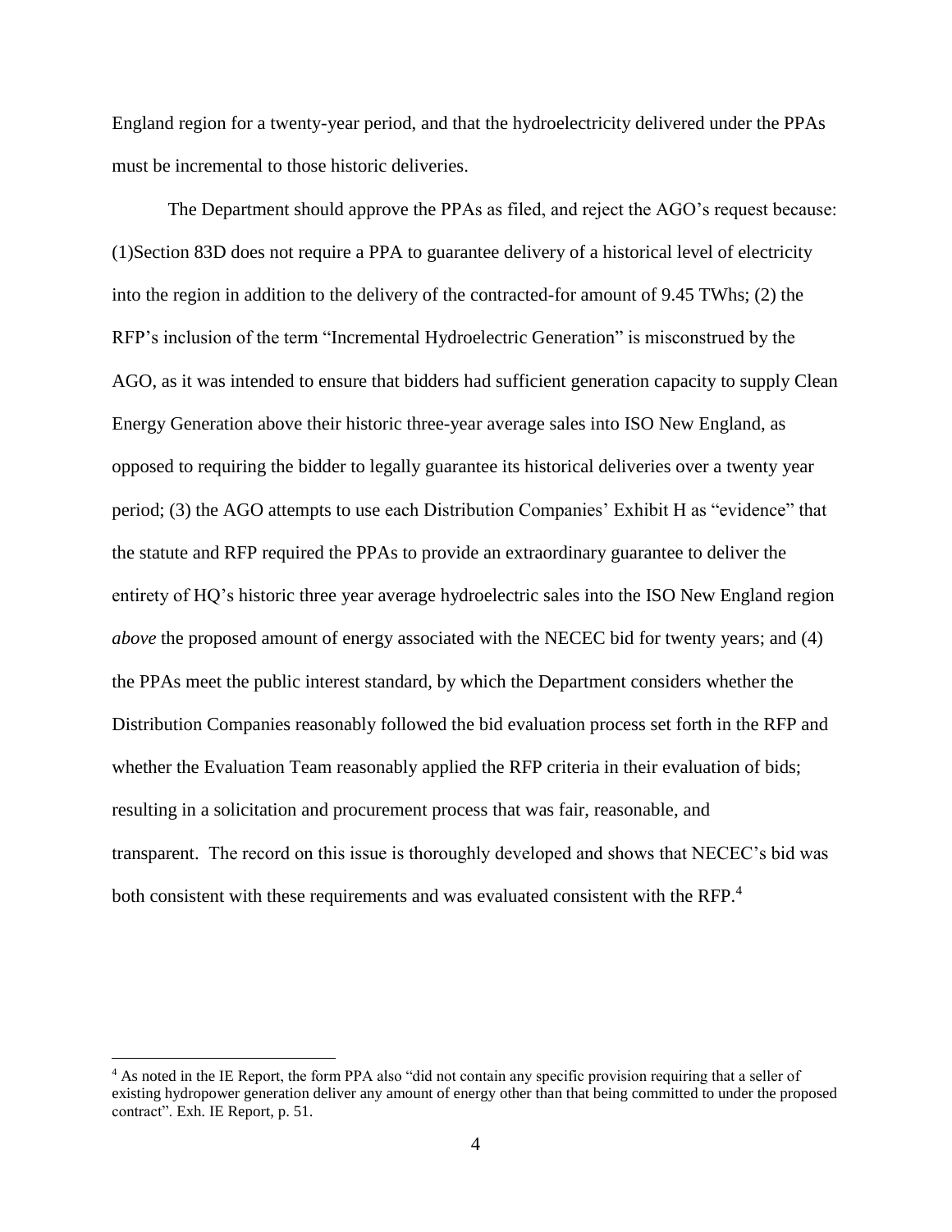England region for a twenty-year period, and that the hydroelectricity delivered under the PPAs must be incremental to those historic deliveries.

The Department should approve the PPAs as filed, and reject the AGO's request because: (1)Section 83D does not require a PPA to guarantee delivery of a historical level of electricity into the region in addition to the delivery of the contracted-for amount of 9.45 TWhs; (2) the RFP's inclusion of the term "Incremental Hydroelectric Generation" is misconstrued by the AGO, as it was intended to ensure that bidders had sufficient generation capacity to supply Clean Energy Generation above their historic three-year average sales into ISO New England, as opposed to requiring the bidder to legally guarantee its historical deliveries over a twenty year period; (3) the AGO attempts to use each Distribution Companies' Exhibit H as "evidence" that the statute and RFP required the PPAs to provide an extraordinary guarantee to deliver the entirety of HQ's historic three year average hydroelectric sales into the ISO New England region *above* the proposed amount of energy associated with the NECEC bid for twenty years; and (4) the PPAs meet the public interest standard, by which the Department considers whether the Distribution Companies reasonably followed the bid evaluation process set forth in the RFP and whether the Evaluation Team reasonably applied the RFP criteria in their evaluation of bids; resulting in a solicitation and procurement process that was fair, reasonable, and transparent. The record on this issue is thoroughly developed and shows that NECEC's bid was both consistent with these requirements and was evaluated consistent with the RFP.[4]

[4] As noted in the IE Report, the form PPA also "did not contain any specific provision requiring that a seller of existing hydropower generation deliver any amount of energy other than that being committed to under the proposed contract". Exh. IE Report, p. 51.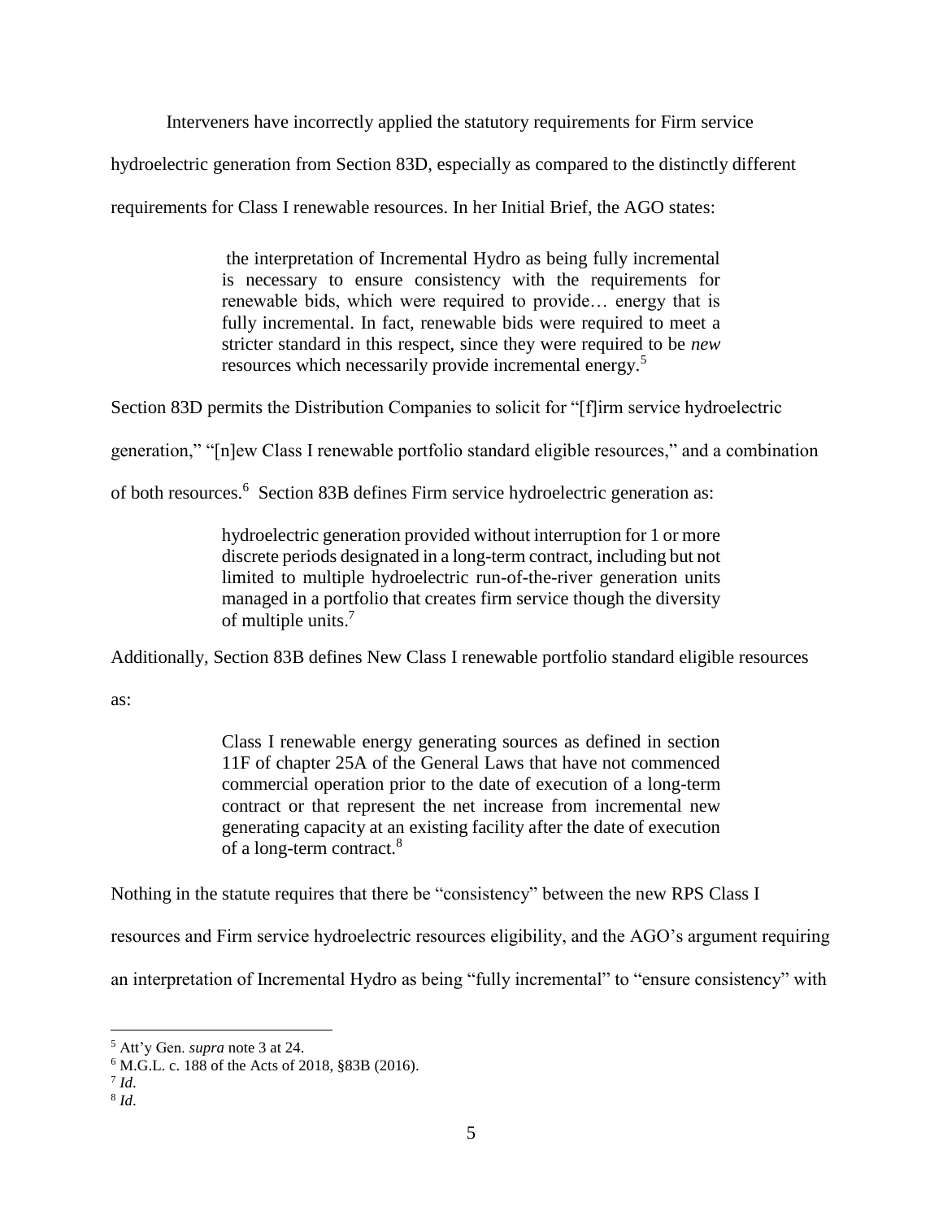Interveners have incorrectly applied the statutory requirements for Firm service hydroelectric generation from Section 83D, especially as compared to the distinctly different requirements for Class I renewable resources. In her Initial Brief, the AGO states:

> the interpretation of Incremental Hydro as being fully incremental is necessary to ensure consistency with the requirements for renewable bids, which were required to provide… energy that is fully incremental. In fact, renewable bids were required to meet a stricter standard in this respect, since they were required to be *new* resources which necessarily provide incremental energy.[5]

Section 83D permits the Distribution Companies to solicit for "[f]irm service hydroelectric generation," "[n]ew Class I renewable portfolio standard eligible resources," and a combination of both resources.[6] Section 83B defines Firm service hydroelectric generation as:

> hydroelectric generation provided without interruption for 1 or more discrete periods designated in a long-term contract, including but not limited to multiple hydroelectric run-of-the-river generation units managed in a portfolio that creates firm service though the diversity of multiple units.[7]

Additionally, Section 83B defines New Class I renewable portfolio standard eligible resources as:

> Class I renewable energy generating sources as defined in section 11F of chapter 25A of the General Laws that have not commenced commercial operation prior to the date of execution of a long-term contract or that represent the net increase from incremental new generating capacity at an existing facility after the date of execution of a long-term contract.[8]

Nothing in the statute requires that there be "consistency" between the new RPS Class I resources and Firm service hydroelectric resources eligibility, and the AGO's argument requiring an interpretation of Incremental Hydro as being "fully incremental" to "ensure consistency" with

---

[5] Att'y Gen. *supra* note 3 at 24.

[6] M.G.L. c. 188 of the Acts of 2018, §83B (2016).

[7] *Id*.

[8] *Id*.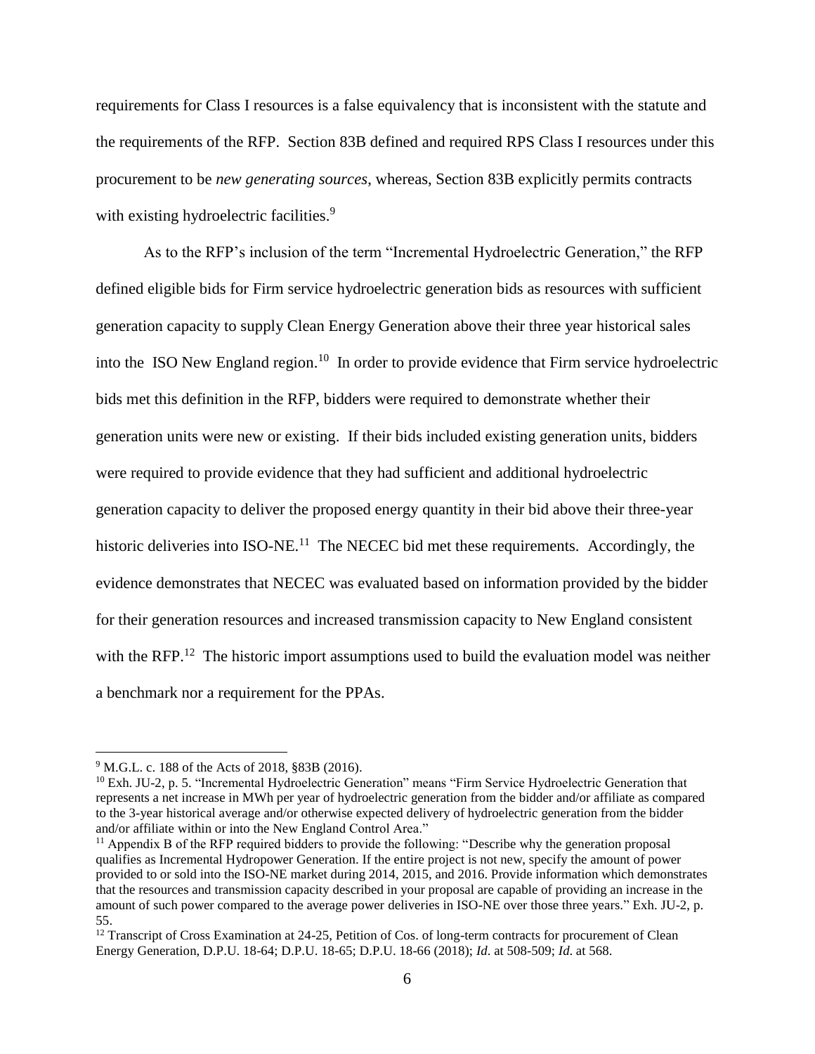requirements for Class I resources is a false equivalency that is inconsistent with the statute and the requirements of the RFP. Section 83B defined and required RPS Class I resources under this procurement to be *new generating sources*, whereas, Section 83B explicitly permits contracts with existing hydroelectric facilities.[9]

As to the RFP's inclusion of the term "Incremental Hydroelectric Generation," the RFP defined eligible bids for Firm service hydroelectric generation bids as resources with sufficient generation capacity to supply Clean Energy Generation above their three year historical sales into the ISO New England region.[10] In order to provide evidence that Firm service hydroelectric bids met this definition in the RFP, bidders were required to demonstrate whether their generation units were new or existing. If their bids included existing generation units, bidders were required to provide evidence that they had sufficient and additional hydroelectric generation capacity to deliver the proposed energy quantity in their bid above their three-year historic deliveries into ISO-NE.[11] The NECEC bid met these requirements. Accordingly, the evidence demonstrates that NECEC was evaluated based on information provided by the bidder for their generation resources and increased transmission capacity to New England consistent with the RFP.[12] The historic import assumptions used to build the evaluation model was neither a benchmark nor a requirement for the PPAs.

---

[9] M.G.L. c. 188 of the Acts of 2018, §83B (2016).

[10] Exh. JU-2, p. 5. "Incremental Hydroelectric Generation" means "Firm Service Hydroelectric Generation that represents a net increase in MWh per year of hydroelectric generation from the bidder and/or affiliate as compared to the 3-year historical average and/or otherwise expected delivery of hydroelectric generation from the bidder and/or affiliate within or into the New England Control Area."

[11] Appendix B of the RFP required bidders to provide the following: "Describe why the generation proposal qualifies as Incremental Hydropower Generation. If the entire project is not new, specify the amount of power provided to or sold into the ISO-NE market during 2014, 2015, and 2016. Provide information which demonstrates that the resources and transmission capacity described in your proposal are capable of providing an increase in the amount of such power compared to the average power deliveries in ISO-NE over those three years." Exh. JU-2, p. 55.

[12] Transcript of Cross Examination at 24-25, Petition of Cos. of long-term contracts for procurement of Clean Energy Generation, D.P.U. 18-64; D.P.U. 18-65; D.P.U. 18-66 (2018); *Id*. at 508-509; *Id.* at 568.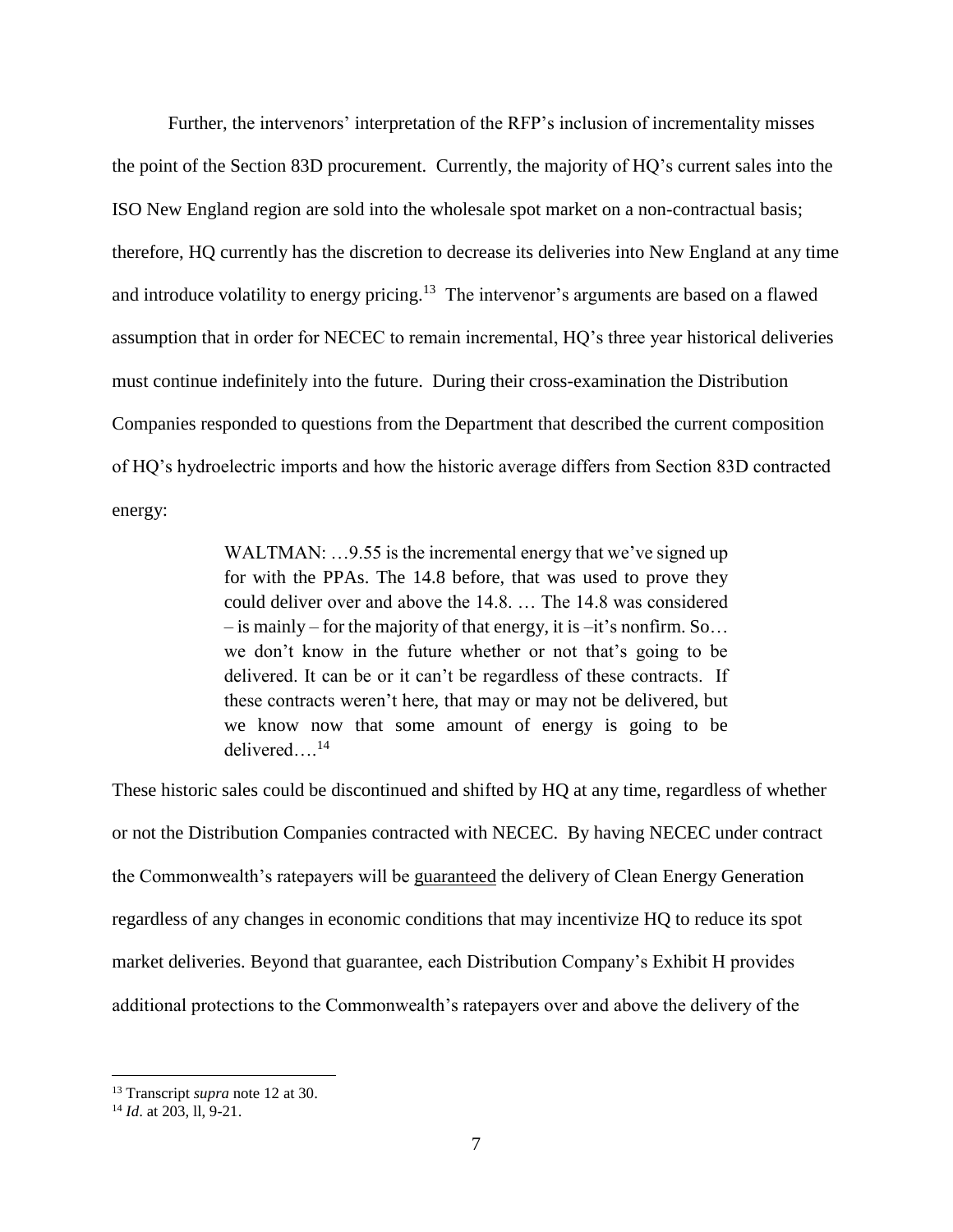Further, the intervenors' interpretation of the RFP's inclusion of incrementality misses the point of the Section 83D procurement. Currently, the majority of HQ's current sales into the ISO New England region are sold into the wholesale spot market on a non-contractual basis; therefore, HQ currently has the discretion to decrease its deliveries into New England at any time and introduce volatility to energy pricing.[13] The intervenor's arguments are based on a flawed assumption that in order for NECEC to remain incremental, HQ's three year historical deliveries must continue indefinitely into the future. During their cross-examination the Distribution Companies responded to questions from the Department that described the current composition of HQ's hydroelectric imports and how the historic average differs from Section 83D contracted energy:

> WALTMAN: …9.55 is the incremental energy that we've signed up for with the PPAs. The 14.8 before, that was used to prove they could deliver over and above the 14.8. … The 14.8 was considered – is mainly – for the majority of that energy, it is –it's nonfirm. So… we don't know in the future whether or not that's going to be delivered. It can be or it can't be regardless of these contracts. If these contracts weren't here, that may or may not be delivered, but we know now that some amount of energy is going to be delivered….[14]

These historic sales could be discontinued and shifted by HQ at any time, regardless of whether or not the Distribution Companies contracted with NECEC. By having NECEC under contract the Commonwealth's ratepayers will be <u>guaranteed</u> the delivery of Clean Energy Generation regardless of any changes in economic conditions that may incentivize HQ to reduce its spot market deliveries. Beyond that guarantee, each Distribution Company's Exhibit H provides additional protections to the Commonwealth's ratepayers over and above the delivery of the

---

[13] Transcript *supra* note 12 at 30.

[14] *Id*. at 203, ll, 9-21.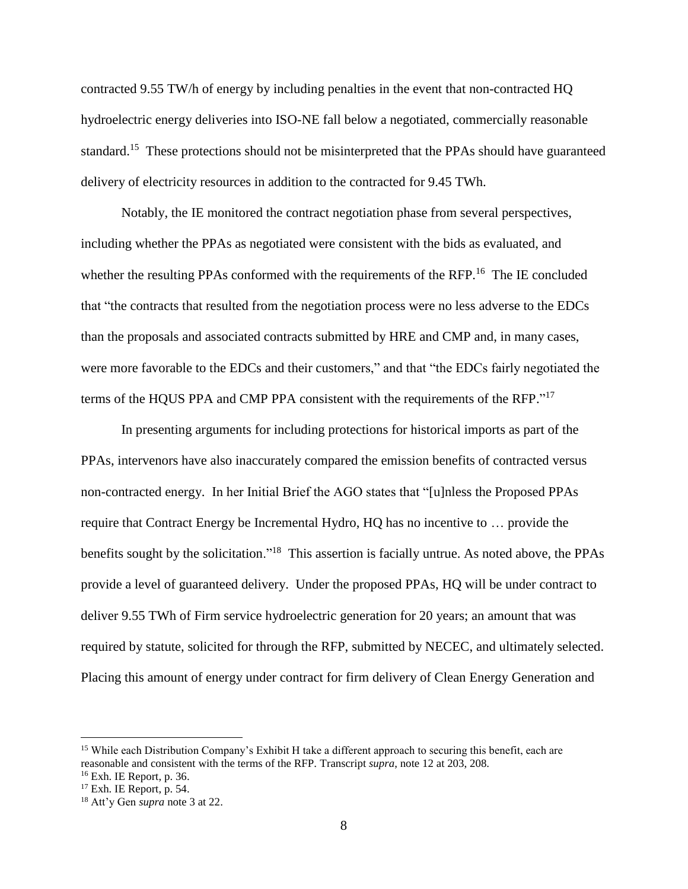contracted 9.55 TW/h of energy by including penalties in the event that non-contracted HQ hydroelectric energy deliveries into ISO-NE fall below a negotiated, commercially reasonable standard.[15] These protections should not be misinterpreted that the PPAs should have guaranteed delivery of electricity resources in addition to the contracted for 9.45 TWh.

Notably, the IE monitored the contract negotiation phase from several perspectives, including whether the PPAs as negotiated were consistent with the bids as evaluated, and whether the resulting PPAs conformed with the requirements of the RFP.[16] The IE concluded that "the contracts that resulted from the negotiation process were no less adverse to the EDCs than the proposals and associated contracts submitted by HRE and CMP and, in many cases, were more favorable to the EDCs and their customers," and that "the EDCs fairly negotiated the terms of the HQUS PPA and CMP PPA consistent with the requirements of the RFP."[17]

In presenting arguments for including protections for historical imports as part of the PPAs, intervenors have also inaccurately compared the emission benefits of contracted versus non-contracted energy. In her Initial Brief the AGO states that "[u]nless the Proposed PPAs require that Contract Energy be Incremental Hydro, HQ has no incentive to … provide the benefits sought by the solicitation."[18] This assertion is facially untrue. As noted above, the PPAs provide a level of guaranteed delivery. Under the proposed PPAs, HQ will be under contract to deliver 9.55 TWh of Firm service hydroelectric generation for 20 years; an amount that was required by statute, solicited for through the RFP, submitted by NECEC, and ultimately selected. Placing this amount of energy under contract for firm delivery of Clean Energy Generation and

---

[15] While each Distribution Company's Exhibit H take a different approach to securing this benefit, each are reasonable and consistent with the terms of the RFP. Transcript *supra*, note 12 at 203, 208.

[16] Exh. IE Report, p. 36.

[17] Exh. IE Report, p. 54.

[18] Att'y Gen *supra* note 3 at 22.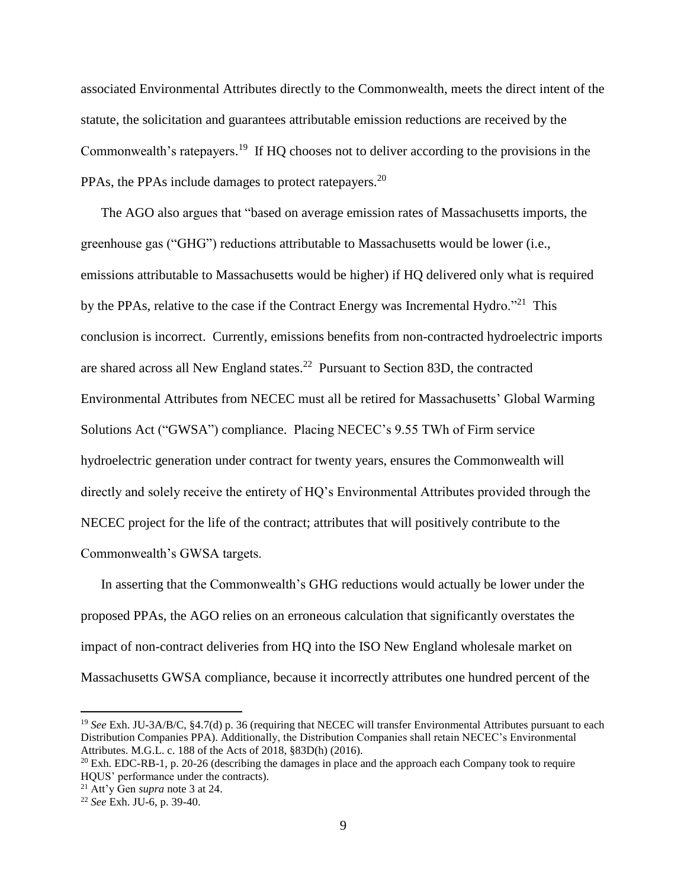associated Environmental Attributes directly to the Commonwealth, meets the direct intent of the statute, the solicitation and guarantees attributable emission reductions are received by the Commonwealth's ratepayers.[19] If HQ chooses not to deliver according to the provisions in the PPAs, the PPAs include damages to protect ratepayers.[20]

The AGO also argues that "based on average emission rates of Massachusetts imports, the greenhouse gas ("GHG") reductions attributable to Massachusetts would be lower (i.e., emissions attributable to Massachusetts would be higher) if HQ delivered only what is required by the PPAs, relative to the case if the Contract Energy was Incremental Hydro."[21] This conclusion is incorrect. Currently, emissions benefits from non-contracted hydroelectric imports are shared across all New England states.[22] Pursuant to Section 83D, the contracted Environmental Attributes from NECEC must all be retired for Massachusetts' Global Warming Solutions Act ("GWSA") compliance. Placing NECEC's 9.55 TWh of Firm service hydroelectric generation under contract for twenty years, ensures the Commonwealth will directly and solely receive the entirety of HQ's Environmental Attributes provided through the NECEC project for the life of the contract; attributes that will positively contribute to the Commonwealth's GWSA targets.

In asserting that the Commonwealth's GHG reductions would actually be lower under the proposed PPAs, the AGO relies on an erroneous calculation that significantly overstates the impact of non-contract deliveries from HQ into the ISO New England wholesale market on Massachusetts GWSA compliance, because it incorrectly attributes one hundred percent of the

---

[19] *See* Exh. JU-3A/B/C, §4.7(d) p. 36 (requiring that NECEC will transfer Environmental Attributes pursuant to each Distribution Companies PPA). Additionally, the Distribution Companies shall retain NECEC's Environmental Attributes. M.G.L. c. 188 of the Acts of 2018, §83D(h) (2016).

[20] Exh. EDC-RB-1, p. 20-26 (describing the damages in place and the approach each Company took to require HQUS' performance under the contracts).

[21] Att'y Gen *supra* note 3 at 24.

[22] *See* Exh. JU-6, p. 39-40.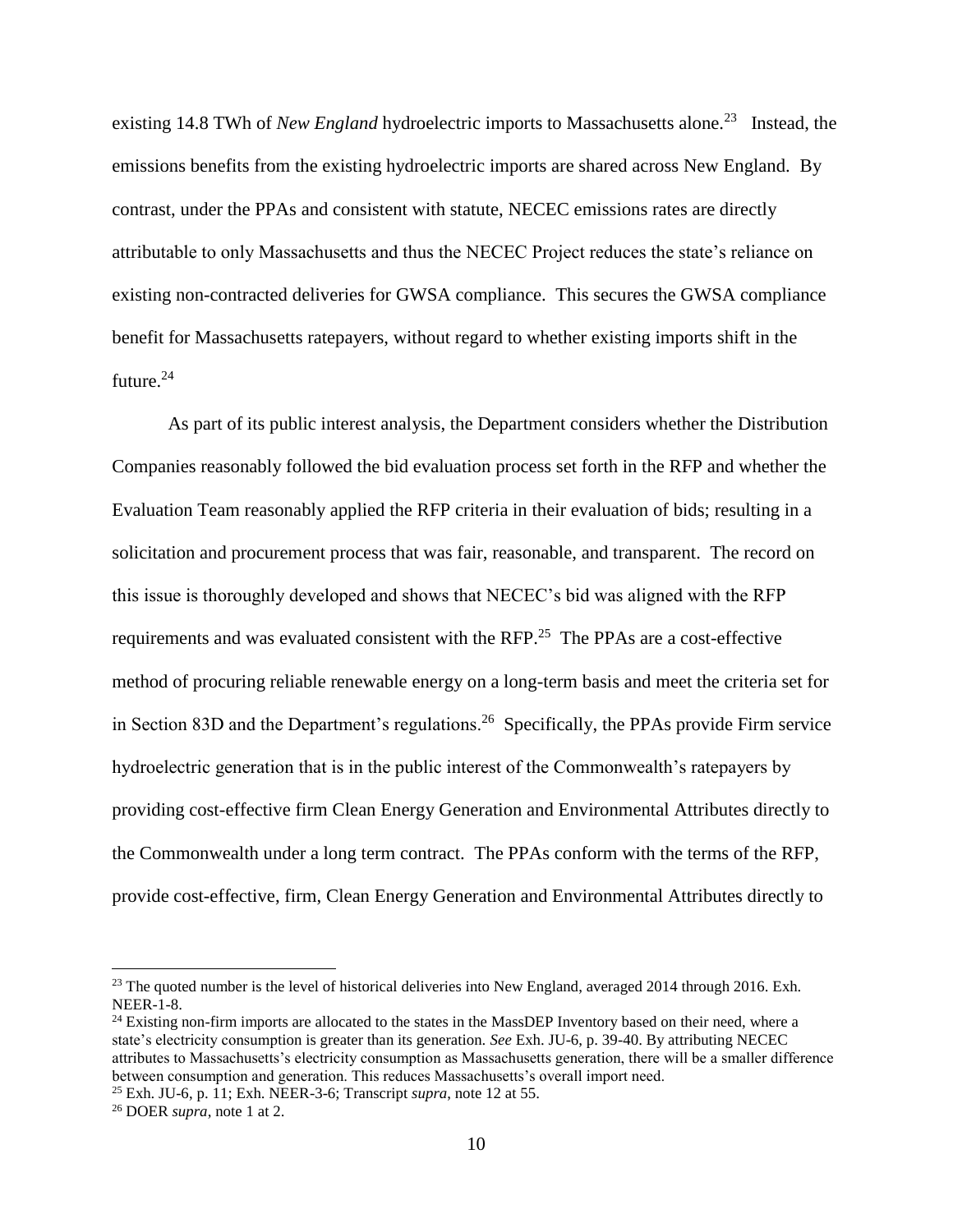existing 14.8 TWh of *New England* hydroelectric imports to Massachusetts alone.[23] Instead, the emissions benefits from the existing hydroelectric imports are shared across New England. By contrast, under the PPAs and consistent with statute, NECEC emissions rates are directly attributable to only Massachusetts and thus the NECEC Project reduces the state's reliance on existing non-contracted deliveries for GWSA compliance. This secures the GWSA compliance benefit for Massachusetts ratepayers, without regard to whether existing imports shift in the future.[24]

As part of its public interest analysis, the Department considers whether the Distribution Companies reasonably followed the bid evaluation process set forth in the RFP and whether the Evaluation Team reasonably applied the RFP criteria in their evaluation of bids; resulting in a solicitation and procurement process that was fair, reasonable, and transparent. The record on this issue is thoroughly developed and shows that NECEC's bid was aligned with the RFP requirements and was evaluated consistent with the RFP.[25] The PPAs are a cost-effective method of procuring reliable renewable energy on a long-term basis and meet the criteria set for in Section 83D and the Department's regulations.[26] Specifically, the PPAs provide Firm service hydroelectric generation that is in the public interest of the Commonwealth's ratepayers by providing cost-effective firm Clean Energy Generation and Environmental Attributes directly to the Commonwealth under a long term contract. The PPAs conform with the terms of the RFP, provide cost-effective, firm, Clean Energy Generation and Environmental Attributes directly to

---

[23] The quoted number is the level of historical deliveries into New England, averaged 2014 through 2016. Exh. NEER-1-8.

[24] Existing non-firm imports are allocated to the states in the MassDEP Inventory based on their need, where a state's electricity consumption is greater than its generation. *See* Exh. JU-6, p. 39-40. By attributing NECEC attributes to Massachusetts's electricity consumption as Massachusetts generation, there will be a smaller difference between consumption and generation. This reduces Massachusetts's overall import need.

[25] Exh. JU-6, p. 11; Exh. NEER-3-6; Transcript *supra*, note 12 at 55.

[26] DOER *supra*, note 1 at 2.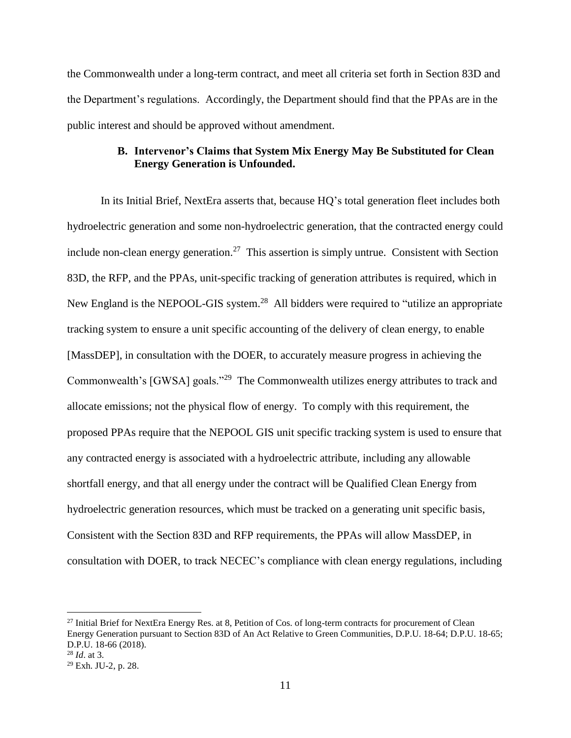the Commonwealth under a long-term contract, and meet all criteria set forth in Section 83D and the Department's regulations. Accordingly, the Department should find that the PPAs are in the public interest and should be approved without amendment.

### B. Intervenor's Claims that System Mix Energy May Be Substituted for Clean Energy Generation is Unfounded.

In its Initial Brief, NextEra asserts that, because HQ's total generation fleet includes both hydroelectric generation and some non-hydroelectric generation, that the contracted energy could include non-clean energy generation.[27] This assertion is simply untrue. Consistent with Section 83D, the RFP, and the PPAs, unit-specific tracking of generation attributes is required, which in New England is the NEPOOL-GIS system.[28] All bidders were required to "utilize an appropriate tracking system to ensure a unit specific accounting of the delivery of clean energy, to enable [MassDEP], in consultation with the DOER, to accurately measure progress in achieving the Commonwealth's [GWSA] goals."[29] The Commonwealth utilizes energy attributes to track and allocate emissions; not the physical flow of energy. To comply with this requirement, the proposed PPAs require that the NEPOOL GIS unit specific tracking system is used to ensure that any contracted energy is associated with a hydroelectric attribute, including any allowable shortfall energy, and that all energy under the contract will be Qualified Clean Energy from hydroelectric generation resources, which must be tracked on a generating unit specific basis, Consistent with the Section 83D and RFP requirements, the PPAs will allow MassDEP, in consultation with DOER, to track NECEC's compliance with clean energy regulations, including

---

[27] Initial Brief for NextEra Energy Res. at 8, Petition of Cos. of long-term contracts for procurement of Clean Energy Generation pursuant to Section 83D of An Act Relative to Green Communities, D.P.U. 18-64; D.P.U. 18-65; D.P.U. 18-66 (2018).

[28] *Id*. at 3.

[29] Exh. JU-2, p. 28.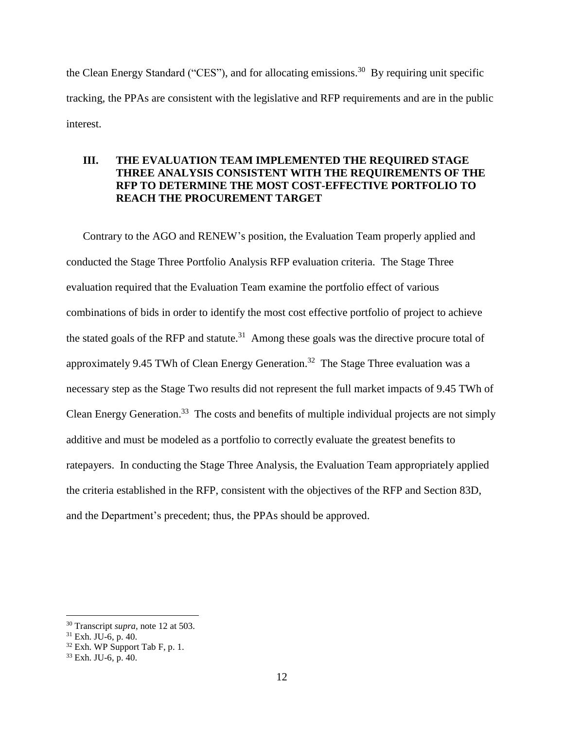the Clean Energy Standard ("CES"), and for allocating emissions.[30] By requiring unit specific tracking, the PPAs are consistent with the legislative and RFP requirements and are in the public interest.

## III. THE EVALUATION TEAM IMPLEMENTED THE REQUIRED STAGE THREE ANALYSIS CONSISTENT WITH THE REQUIREMENTS OF THE RFP TO DETERMINE THE MOST COST-EFFECTIVE PORTFOLIO TO REACH THE PROCUREMENT TARGET

Contrary to the AGO and RENEW's position, the Evaluation Team properly applied and conducted the Stage Three Portfolio Analysis RFP evaluation criteria. The Stage Three evaluation required that the Evaluation Team examine the portfolio effect of various combinations of bids in order to identify the most cost effective portfolio of project to achieve the stated goals of the RFP and statute.[31] Among these goals was the directive procure total of approximately 9.45 TWh of Clean Energy Generation.[32] The Stage Three evaluation was a necessary step as the Stage Two results did not represent the full market impacts of 9.45 TWh of Clean Energy Generation.[33] The costs and benefits of multiple individual projects are not simply additive and must be modeled as a portfolio to correctly evaluate the greatest benefits to ratepayers. In conducting the Stage Three Analysis, the Evaluation Team appropriately applied the criteria established in the RFP, consistent with the objectives of the RFP and Section 83D, and the Department's precedent; thus, the PPAs should be approved.

---

[30] Transcript *supra*, note 12 at 503.

[31] Exh. JU-6, p. 40.

[32] Exh. WP Support Tab F, p. 1.

[33] Exh. JU-6, p. 40.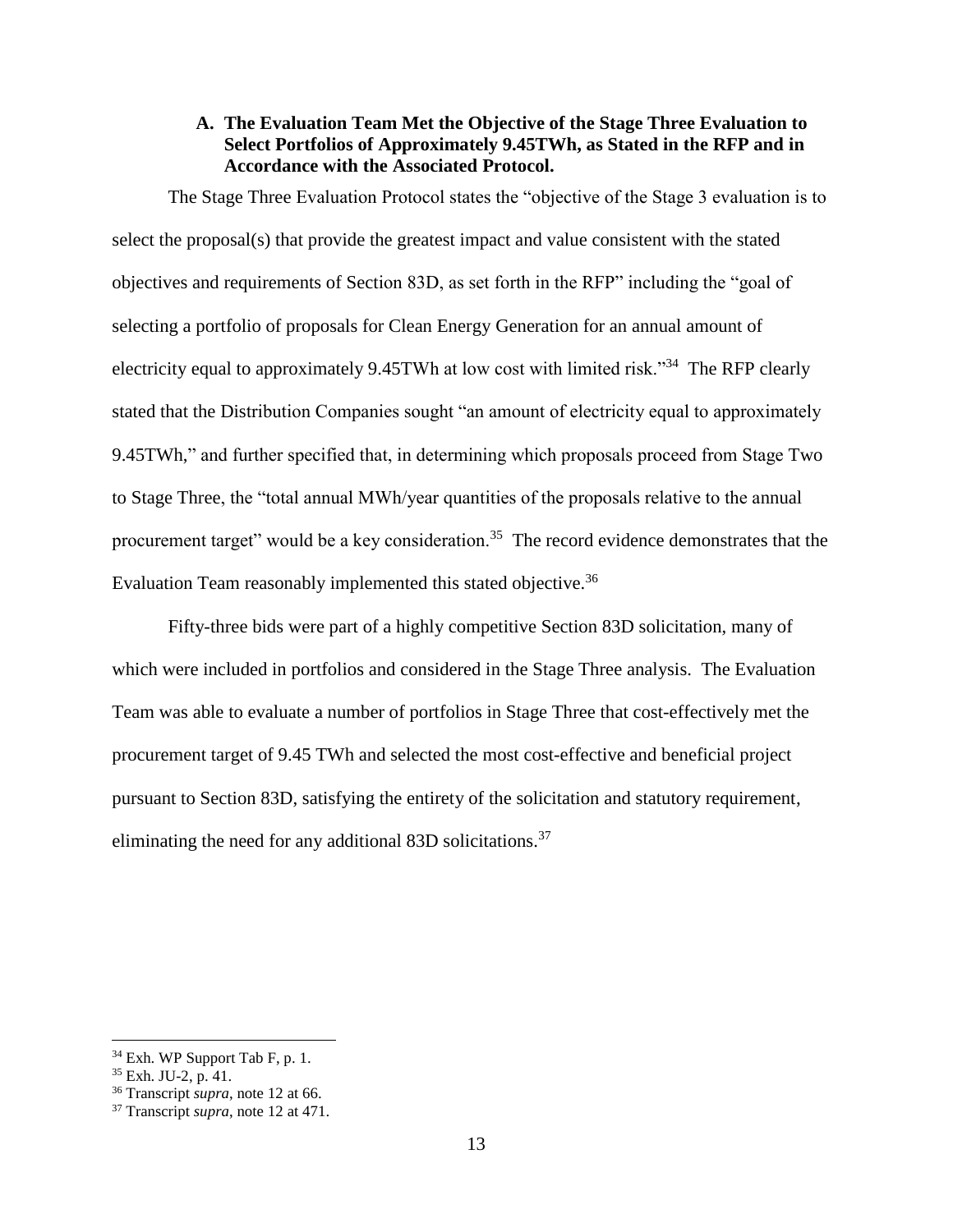### A. The Evaluation Team Met the Objective of the Stage Three Evaluation to Select Portfolios of Approximately 9.45TWh, as Stated in the RFP and in Accordance with the Associated Protocol.

The Stage Three Evaluation Protocol states the "objective of the Stage 3 evaluation is to select the proposal(s) that provide the greatest impact and value consistent with the stated objectives and requirements of Section 83D, as set forth in the RFP" including the "goal of selecting a portfolio of proposals for Clean Energy Generation for an annual amount of electricity equal to approximately 9.45TWh at low cost with limited risk."[34] The RFP clearly stated that the Distribution Companies sought "an amount of electricity equal to approximately 9.45TWh," and further specified that, in determining which proposals proceed from Stage Two to Stage Three, the "total annual MWh/year quantities of the proposals relative to the annual procurement target" would be a key consideration.[35] The record evidence demonstrates that the Evaluation Team reasonably implemented this stated objective.[36]

Fifty-three bids were part of a highly competitive Section 83D solicitation, many of which were included in portfolios and considered in the Stage Three analysis. The Evaluation Team was able to evaluate a number of portfolios in Stage Three that cost-effectively met the procurement target of 9.45 TWh and selected the most cost-effective and beneficial project pursuant to Section 83D, satisfying the entirety of the solicitation and statutory requirement, eliminating the need for any additional 83D solicitations.[37]

---

[34] Exh. WP Support Tab F, p. 1.

[35] Exh. JU-2, p. 41.

[36] Transcript *supra*, note 12 at 66.

[37] Transcript *supra*, note 12 at 471.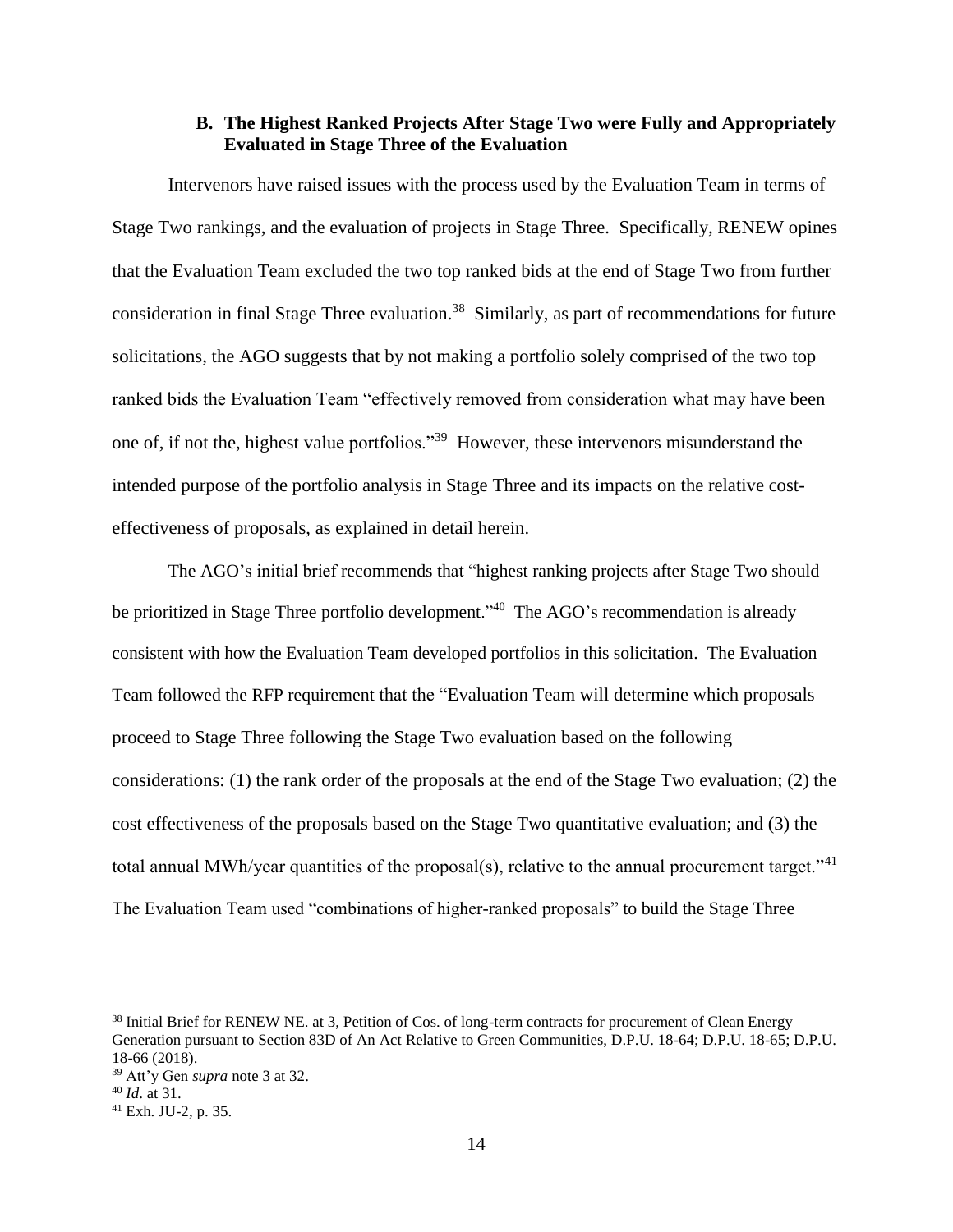### B. The Highest Ranked Projects After Stage Two were Fully and Appropriately Evaluated in Stage Three of the Evaluation

Intervenors have raised issues with the process used by the Evaluation Team in terms of Stage Two rankings, and the evaluation of projects in Stage Three. Specifically, RENEW opines that the Evaluation Team excluded the two top ranked bids at the end of Stage Two from further consideration in final Stage Three evaluation.[38] Similarly, as part of recommendations for future solicitations, the AGO suggests that by not making a portfolio solely comprised of the two top ranked bids the Evaluation Team "effectively removed from consideration what may have been one of, if not the, highest value portfolios."[39] However, these intervenors misunderstand the intended purpose of the portfolio analysis in Stage Three and its impacts on the relative cost-effectiveness of proposals, as explained in detail herein.

The AGO's initial brief recommends that "highest ranking projects after Stage Two should be prioritized in Stage Three portfolio development."[40] The AGO's recommendation is already consistent with how the Evaluation Team developed portfolios in this solicitation. The Evaluation Team followed the RFP requirement that the "Evaluation Team will determine which proposals proceed to Stage Three following the Stage Two evaluation based on the following considerations: (1) the rank order of the proposals at the end of the Stage Two evaluation; (2) the cost effectiveness of the proposals based on the Stage Two quantitative evaluation; and (3) the total annual MWh/year quantities of the proposal(s), relative to the annual procurement target."[41] The Evaluation Team used "combinations of higher-ranked proposals" to build the Stage Three

---

[38] Initial Brief for RENEW NE. at 3, Petition of Cos. of long-term contracts for procurement of Clean Energy Generation pursuant to Section 83D of An Act Relative to Green Communities, D.P.U. 18-64; D.P.U. 18-65; D.P.U. 18-66 (2018).

[39] Att'y Gen *supra* note 3 at 32.

[40] *Id*. at 31.

[41] Exh. JU-2, p. 35.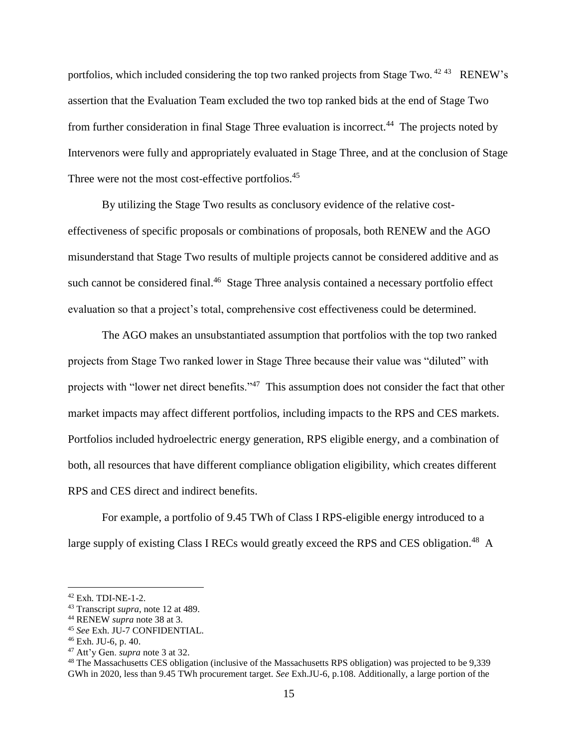portfolios, which included considering the top two ranked projects from Stage Two.[42] [43] RENEW's assertion that the Evaluation Team excluded the two top ranked bids at the end of Stage Two from further consideration in final Stage Three evaluation is incorrect.[44] The projects noted by Intervenors were fully and appropriately evaluated in Stage Three, and at the conclusion of Stage Three were not the most cost-effective portfolios.[45]

By utilizing the Stage Two results as conclusory evidence of the relative cost-effectiveness of specific proposals or combinations of proposals, both RENEW and the AGO misunderstand that Stage Two results of multiple projects cannot be considered additive and as such cannot be considered final.[46] Stage Three analysis contained a necessary portfolio effect evaluation so that a project's total, comprehensive cost effectiveness could be determined.

The AGO makes an unsubstantiated assumption that portfolios with the top two ranked projects from Stage Two ranked lower in Stage Three because their value was "diluted" with projects with "lower net direct benefits."[47] This assumption does not consider the fact that other market impacts may affect different portfolios, including impacts to the RPS and CES markets. Portfolios included hydroelectric energy generation, RPS eligible energy, and a combination of both, all resources that have different compliance obligation eligibility, which creates different RPS and CES direct and indirect benefits.

For example, a portfolio of 9.45 TWh of Class I RPS-eligible energy introduced to a large supply of existing Class I RECs would greatly exceed the RPS and CES obligation.[48] A

---

[42] Exh. TDI-NE-1-2.

[43] Transcript *supra*, note 12 at 489.

[44] RENEW *supra* note 38 at 3.

[45] *See* Exh. JU-7 CONFIDENTIAL.

[46] Exh. JU-6, p. 40.

[47] Att'y Gen. *supra* note 3 at 32.

[48] The Massachusetts CES obligation (inclusive of the Massachusetts RPS obligation) was projected to be 9,339 GWh in 2020, less than 9.45 TWh procurement target. *See* Exh.JU-6, p.108. Additionally, a large portion of the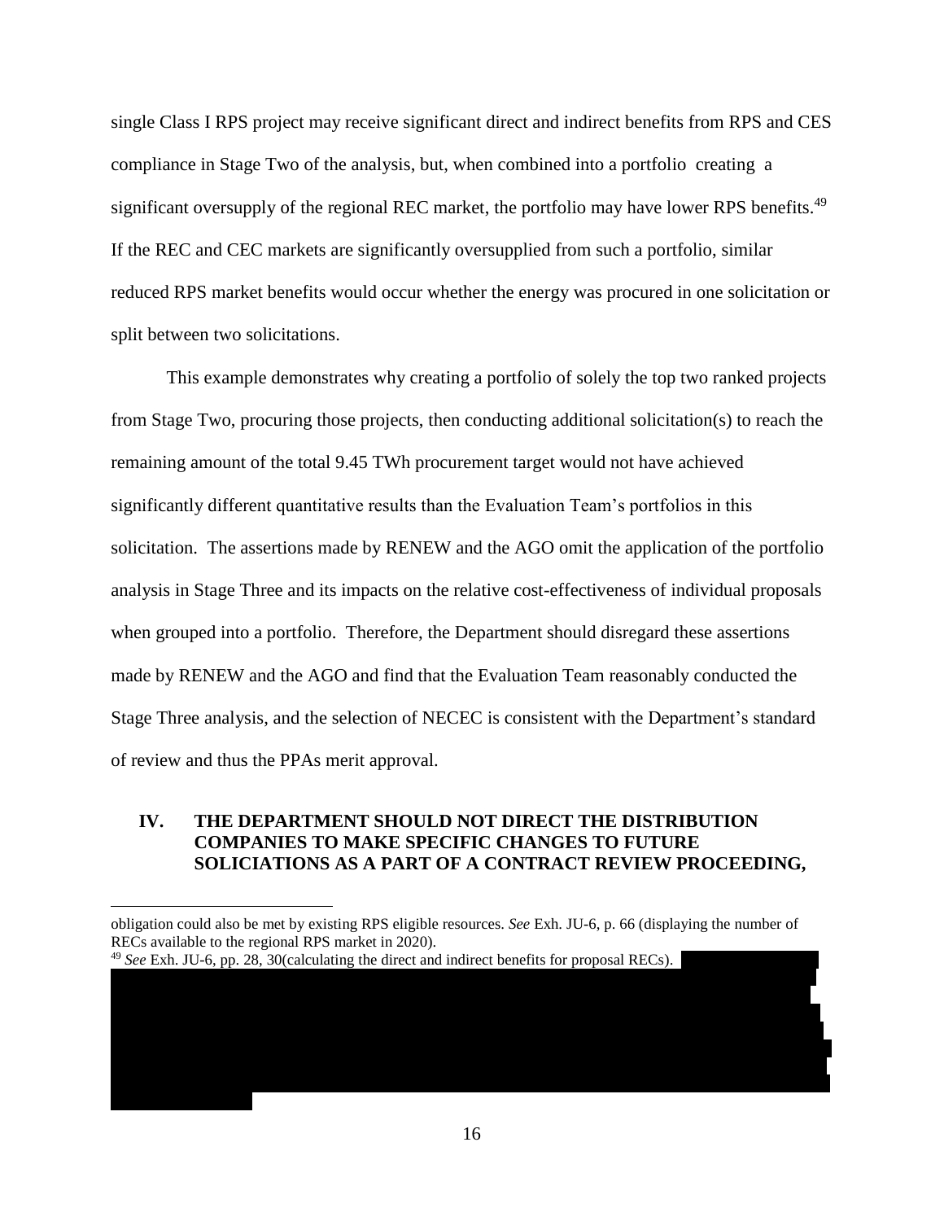single Class I RPS project may receive significant direct and indirect benefits from RPS and CES compliance in Stage Two of the analysis, but, when combined into a portfolio creating a significant oversupply of the regional REC market, the portfolio may have lower RPS benefits.[49] If the REC and CEC markets are significantly oversupplied from such a portfolio, similar reduced RPS market benefits would occur whether the energy was procured in one solicitation or split between two solicitations.

This example demonstrates why creating a portfolio of solely the top two ranked projects from Stage Two, procuring those projects, then conducting additional solicitation(s) to reach the remaining amount of the total 9.45 TWh procurement target would not have achieved significantly different quantitative results than the Evaluation Team's portfolios in this solicitation. The assertions made by RENEW and the AGO omit the application of the portfolio analysis in Stage Three and its impacts on the relative cost-effectiveness of individual proposals when grouped into a portfolio. Therefore, the Department should disregard these assertions made by RENEW and the AGO and find that the Evaluation Team reasonably conducted the Stage Three analysis, and the selection of NECEC is consistent with the Department's standard of review and thus the PPAs merit approval.

## IV. THE DEPARTMENT SHOULD NOT DIRECT THE DISTRIBUTION COMPANIES TO MAKE SPECIFIC CHANGES TO FUTURE SOLICIATIONS AS A PART OF A CONTRACT REVIEW PROCEEDING,

---

obligation could also be met by existing RPS eligible resources. *See* Exh. JU-6, p. 66 (displaying the number of RECs available to the regional RPS market in 2020).

[49] *See* Exh. JU-6, pp. 28, 30(calculating the direct and indirect benefits for proposal RECs).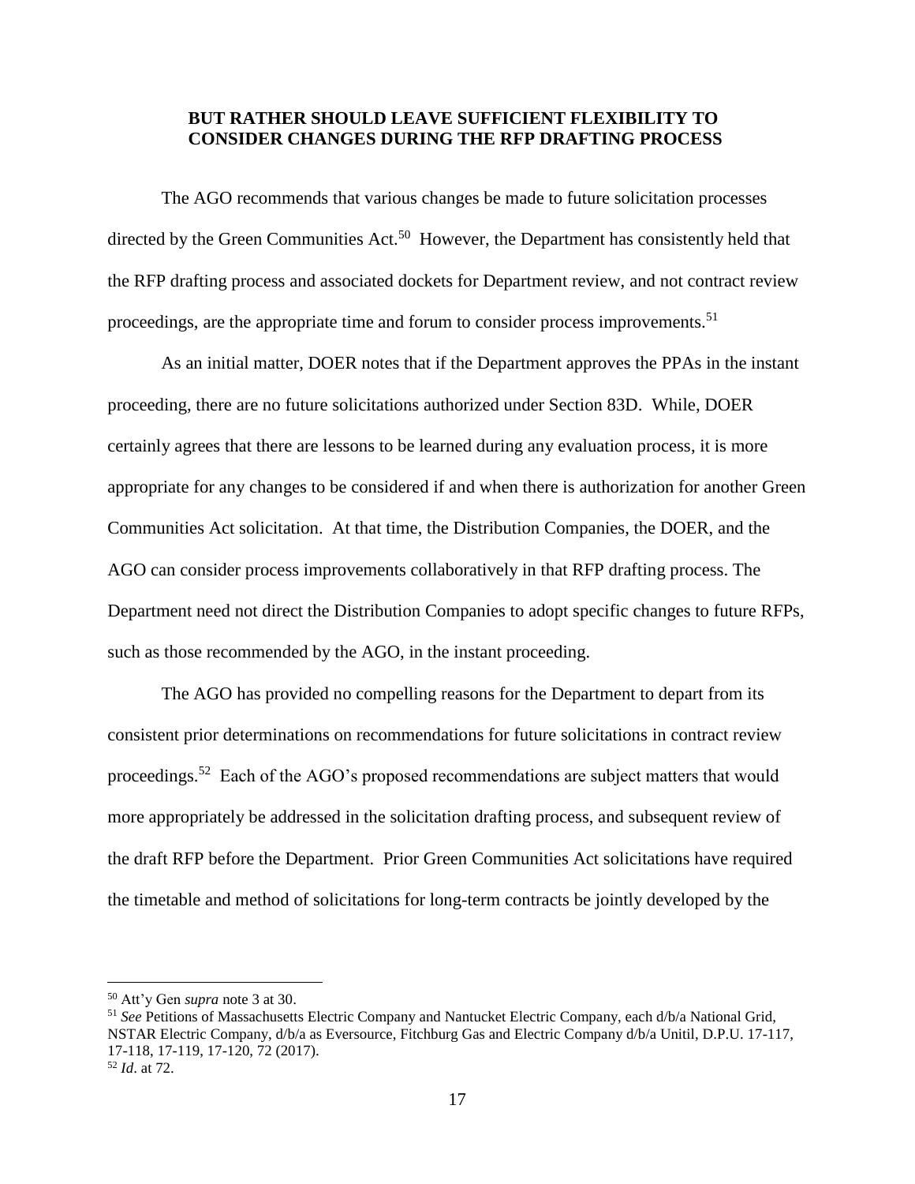**BUT RATHER SHOULD LEAVE SUFFICIENT FLEXIBILITY TO CONSIDER CHANGES DURING THE RFP DRAFTING PROCESS**

The AGO recommends that various changes be made to future solicitation processes directed by the Green Communities Act.[50] However, the Department has consistently held that the RFP drafting process and associated dockets for Department review, and not contract review proceedings, are the appropriate time and forum to consider process improvements.[51]

As an initial matter, DOER notes that if the Department approves the PPAs in the instant proceeding, there are no future solicitations authorized under Section 83D. While, DOER certainly agrees that there are lessons to be learned during any evaluation process, it is more appropriate for any changes to be considered if and when there is authorization for another Green Communities Act solicitation. At that time, the Distribution Companies, the DOER, and the AGO can consider process improvements collaboratively in that RFP drafting process. The Department need not direct the Distribution Companies to adopt specific changes to future RFPs, such as those recommended by the AGO, in the instant proceeding.

The AGO has provided no compelling reasons for the Department to depart from its consistent prior determinations on recommendations for future solicitations in contract review proceedings.[52] Each of the AGO's proposed recommendations are subject matters that would more appropriately be addressed in the solicitation drafting process, and subsequent review of the draft RFP before the Department. Prior Green Communities Act solicitations have required the timetable and method of solicitations for long-term contracts be jointly developed by the

---

[50] Att'y Gen *supra* note 3 at 30.

[51] *See* Petitions of Massachusetts Electric Company and Nantucket Electric Company, each d/b/a National Grid, NSTAR Electric Company, d/b/a as Eversource, Fitchburg Gas and Electric Company d/b/a Unitil, D.P.U. 17-117, 17-118, 17-119, 17-120, 72 (2017).

[52] *Id*. at 72.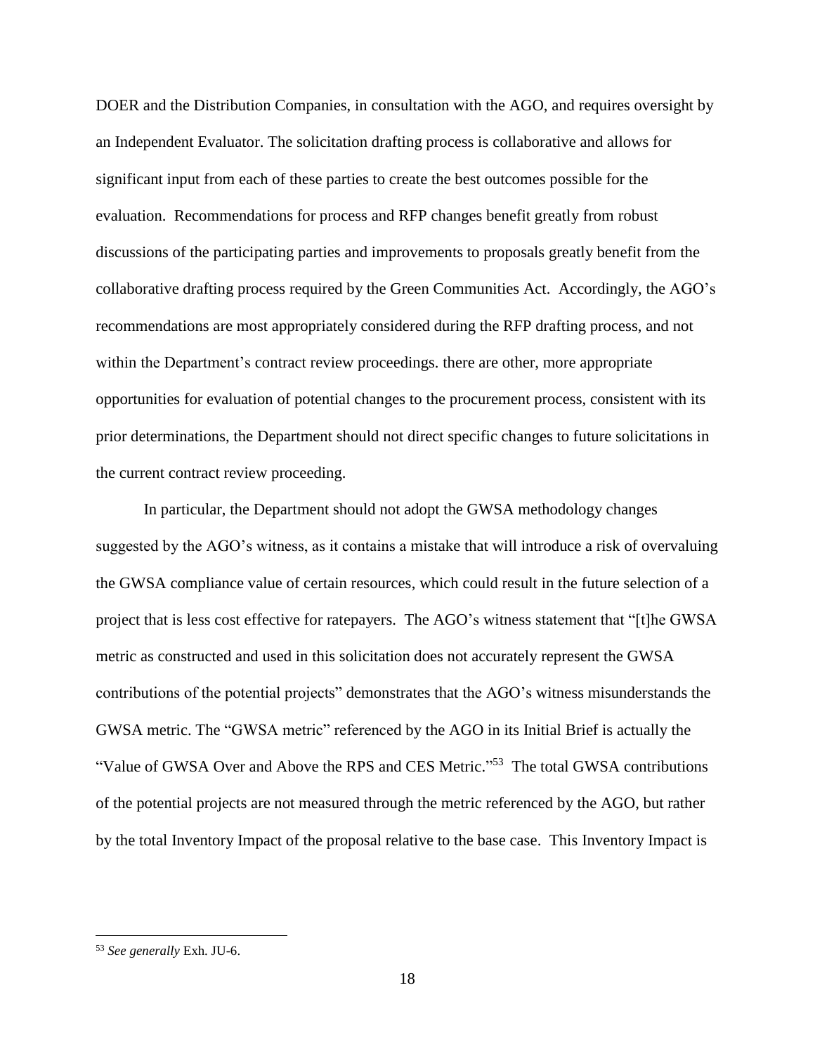DOER and the Distribution Companies, in consultation with the AGO, and requires oversight by an Independent Evaluator. The solicitation drafting process is collaborative and allows for significant input from each of these parties to create the best outcomes possible for the evaluation. Recommendations for process and RFP changes benefit greatly from robust discussions of the participating parties and improvements to proposals greatly benefit from the collaborative drafting process required by the Green Communities Act. Accordingly, the AGO's recommendations are most appropriately considered during the RFP drafting process, and not within the Department's contract review proceedings. there are other, more appropriate opportunities for evaluation of potential changes to the procurement process, consistent with its prior determinations, the Department should not direct specific changes to future solicitations in the current contract review proceeding.

In particular, the Department should not adopt the GWSA methodology changes suggested by the AGO's witness, as it contains a mistake that will introduce a risk of overvaluing the GWSA compliance value of certain resources, which could result in the future selection of a project that is less cost effective for ratepayers. The AGO's witness statement that "[t]he GWSA metric as constructed and used in this solicitation does not accurately represent the GWSA contributions of the potential projects" demonstrates that the AGO's witness misunderstands the GWSA metric. The "GWSA metric" referenced by the AGO in its Initial Brief is actually the "Value of GWSA Over and Above the RPS and CES Metric."[53] The total GWSA contributions of the potential projects are not measured through the metric referenced by the AGO, but rather by the total Inventory Impact of the proposal relative to the base case. This Inventory Impact is

---

[53] *See generally* Exh. JU-6.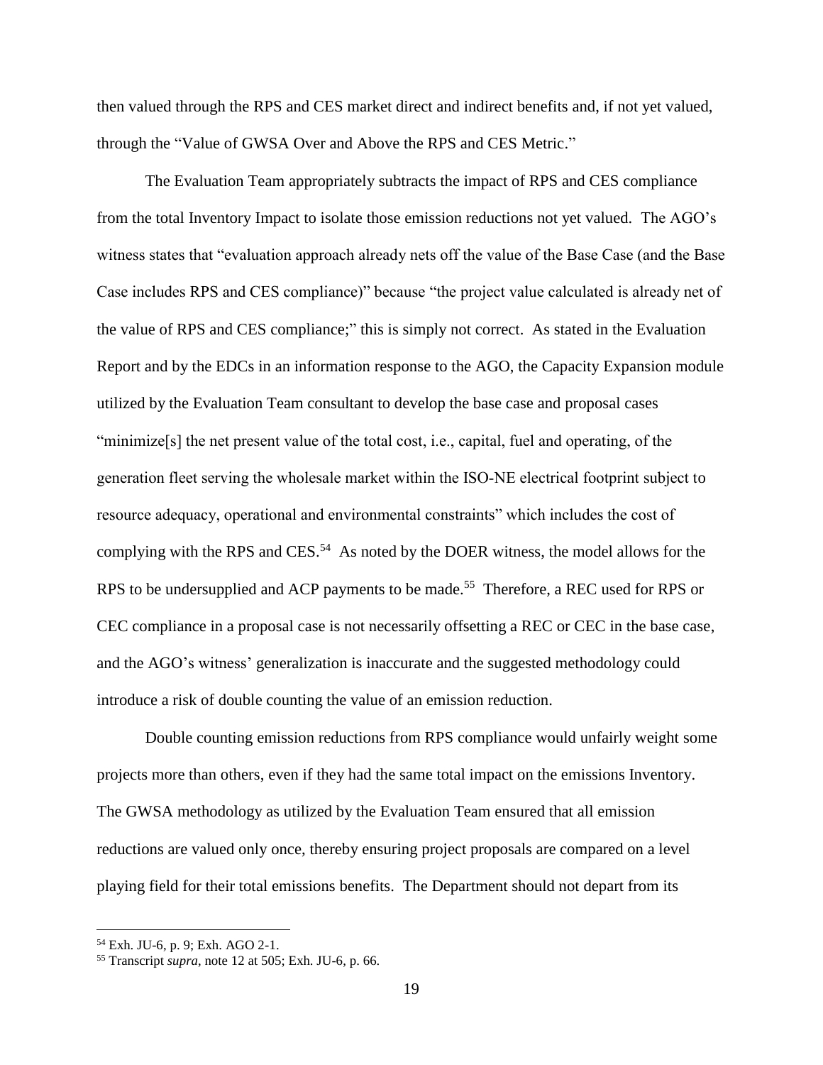then valued through the RPS and CES market direct and indirect benefits and, if not yet valued, through the "Value of GWSA Over and Above the RPS and CES Metric."

The Evaluation Team appropriately subtracts the impact of RPS and CES compliance from the total Inventory Impact to isolate those emission reductions not yet valued. The AGO's witness states that "evaluation approach already nets off the value of the Base Case (and the Base Case includes RPS and CES compliance)" because "the project value calculated is already net of the value of RPS and CES compliance;" this is simply not correct. As stated in the Evaluation Report and by the EDCs in an information response to the AGO, the Capacity Expansion module utilized by the Evaluation Team consultant to develop the base case and proposal cases "minimize[s] the net present value of the total cost, i.e., capital, fuel and operating, of the generation fleet serving the wholesale market within the ISO-NE electrical footprint subject to resource adequacy, operational and environmental constraints" which includes the cost of complying with the RPS and CES.[54] As noted by the DOER witness, the model allows for the RPS to be undersupplied and ACP payments to be made.[55] Therefore, a REC used for RPS or CEC compliance in a proposal case is not necessarily offsetting a REC or CEC in the base case, and the AGO's witness' generalization is inaccurate and the suggested methodology could introduce a risk of double counting the value of an emission reduction.

Double counting emission reductions from RPS compliance would unfairly weight some projects more than others, even if they had the same total impact on the emissions Inventory. The GWSA methodology as utilized by the Evaluation Team ensured that all emission reductions are valued only once, thereby ensuring project proposals are compared on a level playing field for their total emissions benefits. The Department should not depart from its

---

[54] Exh. JU-6, p. 9; Exh. AGO 2-1.

[55] Transcript *supra*, note 12 at 505; Exh. JU-6, p. 66.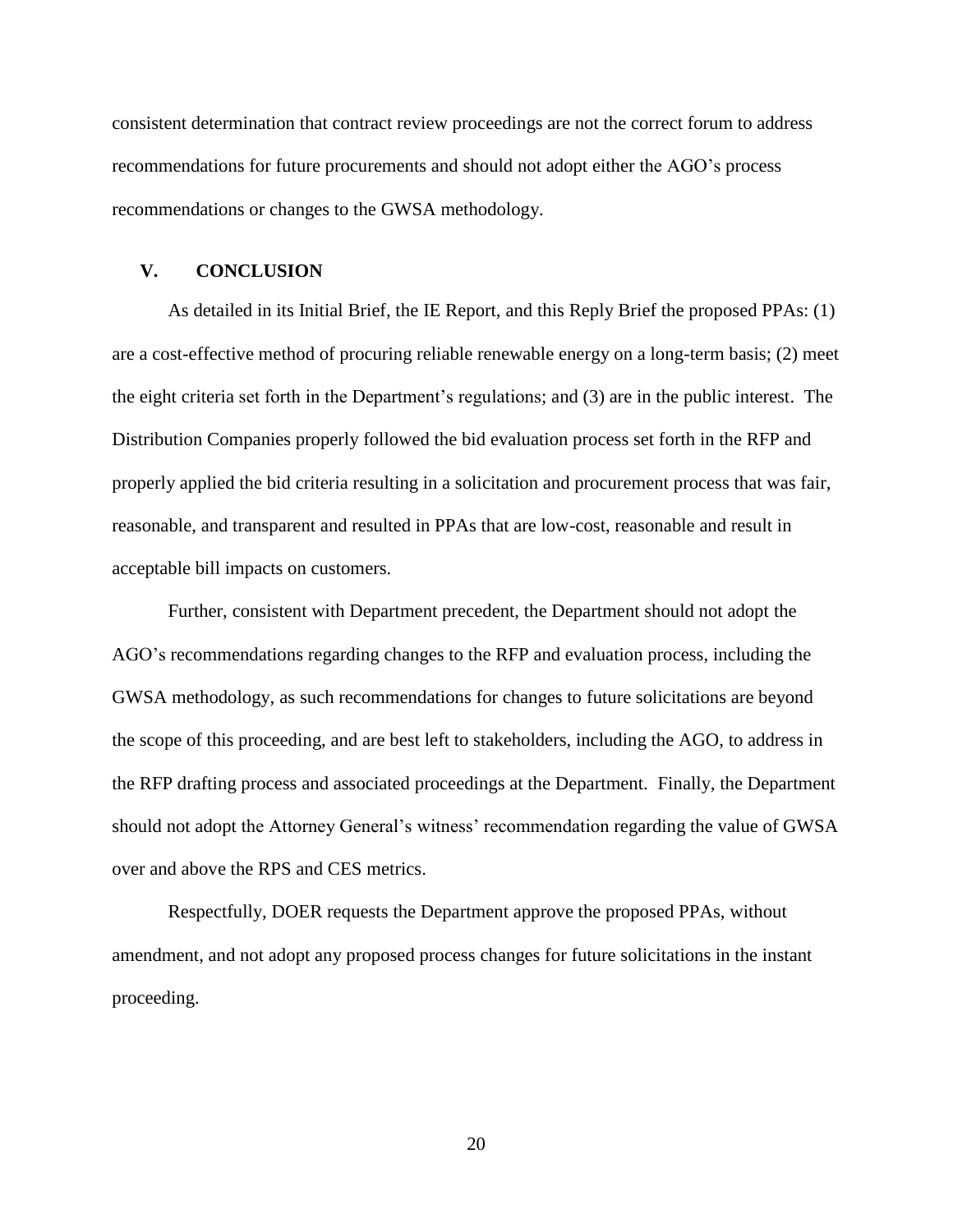consistent determination that contract review proceedings are not the correct forum to address recommendations for future procurements and should not adopt either the AGO's process recommendations or changes to the GWSA methodology.

## V. CONCLUSION

As detailed in its Initial Brief, the IE Report, and this Reply Brief the proposed PPAs: (1) are a cost-effective method of procuring reliable renewable energy on a long-term basis; (2) meet the eight criteria set forth in the Department's regulations; and (3) are in the public interest. The Distribution Companies properly followed the bid evaluation process set forth in the RFP and properly applied the bid criteria resulting in a solicitation and procurement process that was fair, reasonable, and transparent and resulted in PPAs that are low-cost, reasonable and result in acceptable bill impacts on customers.

Further, consistent with Department precedent, the Department should not adopt the AGO's recommendations regarding changes to the RFP and evaluation process, including the GWSA methodology, as such recommendations for changes to future solicitations are beyond the scope of this proceeding, and are best left to stakeholders, including the AGO, to address in the RFP drafting process and associated proceedings at the Department. Finally, the Department should not adopt the Attorney General's witness' recommendation regarding the value of GWSA over and above the RPS and CES metrics.

Respectfully, DOER requests the Department approve the proposed PPAs, without amendment, and not adopt any proposed process changes for future solicitations in the instant proceeding.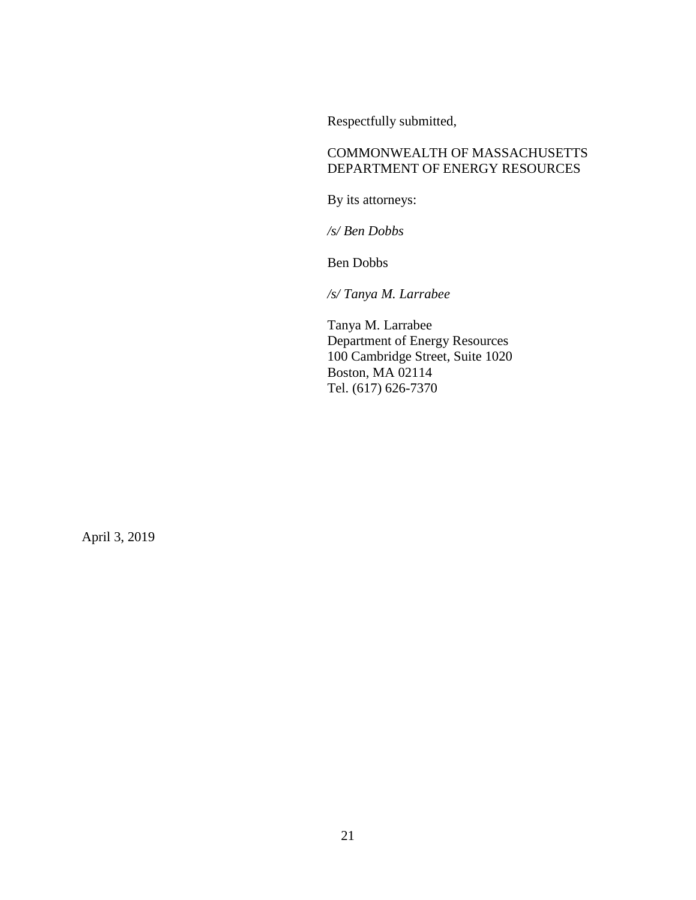Respectfully submitted,

COMMONWEALTH OF MASSACHUSETTS
DEPARTMENT OF ENERGY RESOURCES

By its attorneys:

*/s/ Ben Dobbs*

Ben Dobbs

*/s/ Tanya M. Larrabee*

Tanya M. Larrabee
Department of Energy Resources
100 Cambridge Street, Suite 1020
Boston, MA 02114
Tel. (617) 626-7370

April 3, 2019